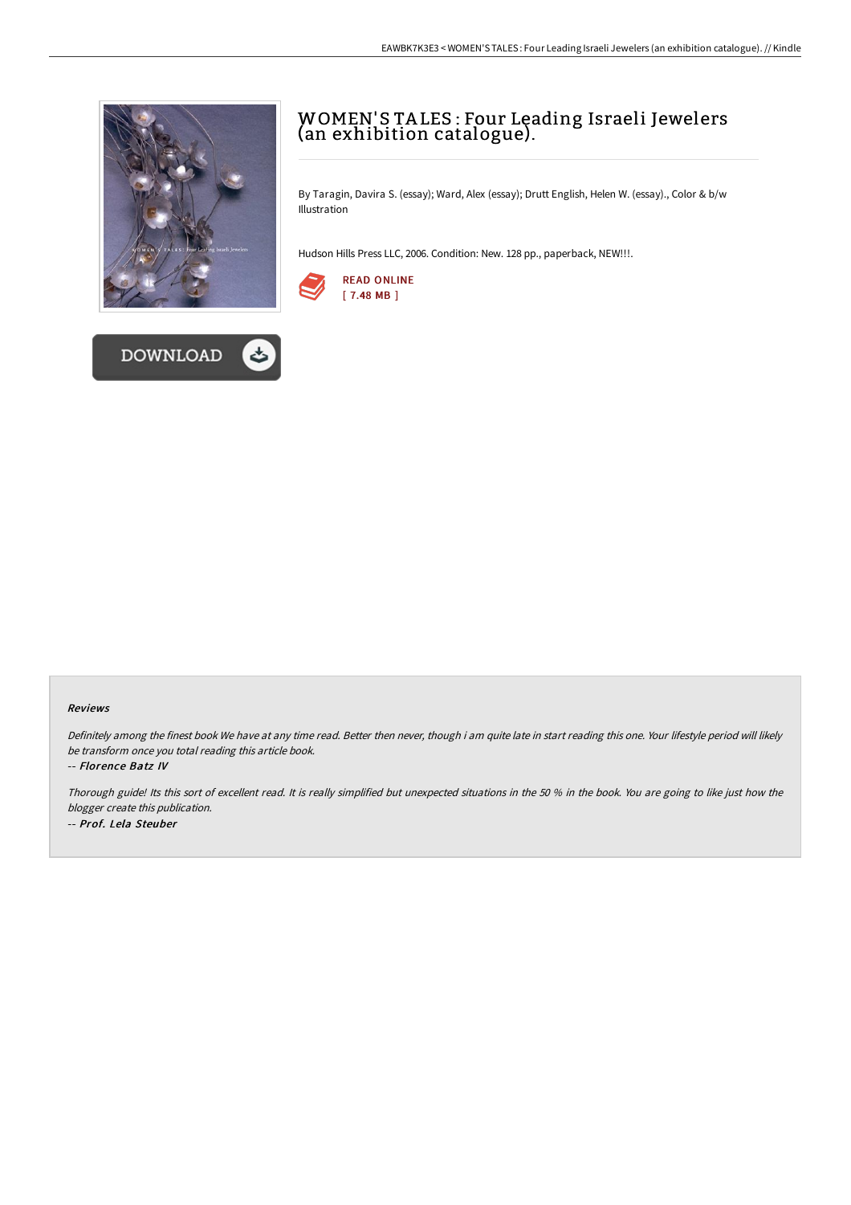# WOMEN'S TALES : Four Leading Israeli Jewelers (an exhibition catalogue).

By Taragin, Davira S. (essay); Ward, Alex (essay); Drutt English, Helen W. (essay)., Color & b/w Illustration

Hudson Hills Press LLC, 2006. Condition: New. 128 pp., paperback, NEW!!!.

READ ONLINE
[ 7.48 MB ]

DOWNLOAD

### Reviews

*Definitely among the finest book We have at any time read. Better then never, though i am quite late in start reading this one. Your lifestyle period will likely be transform once you total reading this article book.*

-- ***Florence Batz IV***

*Thorough guide! Its this sort of excellent read. It is really simplified but unexpected situations in the 50 % in the book. You are going to like just how the blogger create this publication.*

-- ***Prof. Lela Steuber***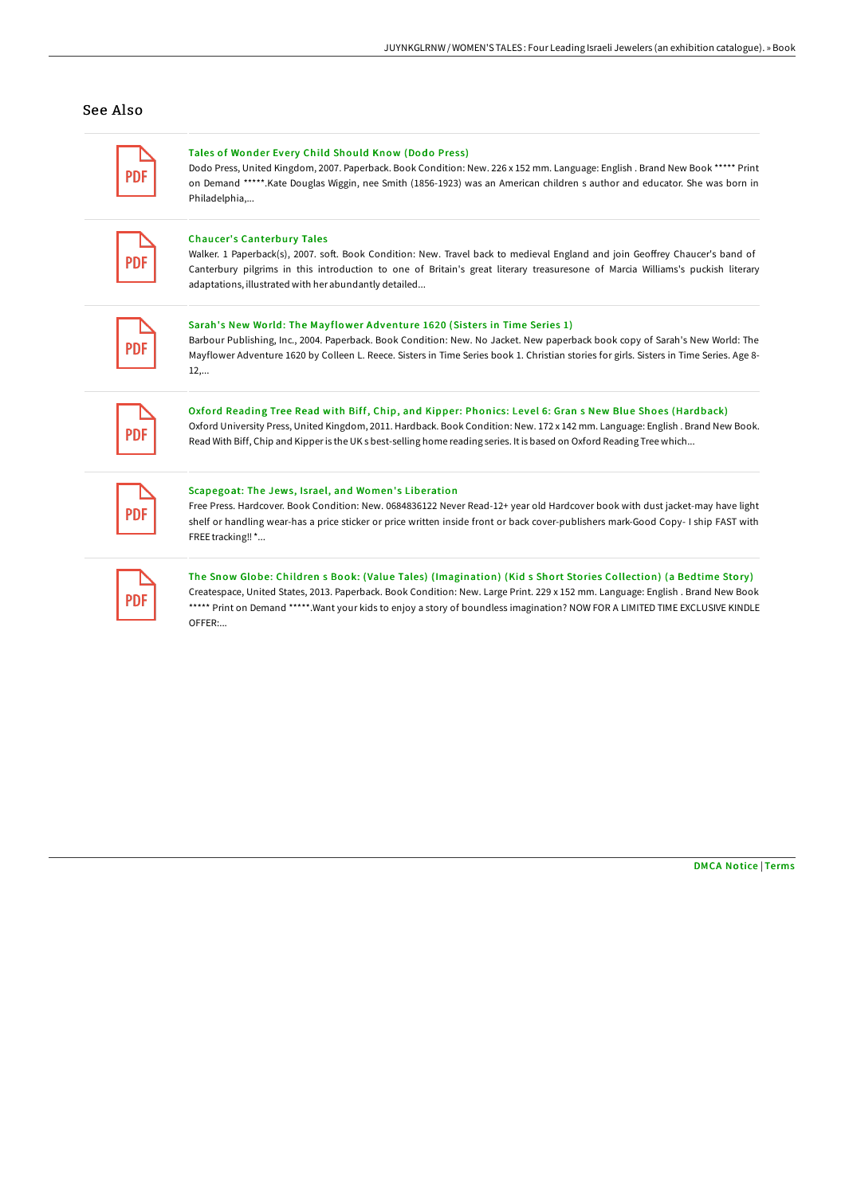## See Also

PDF

### Tales of Wonder Every Child Should Know (Dodo Press)

Dodo Press, United Kingdom, 2007. Paperback. Book Condition: New. 226 x 152 mm. Language: English . Brand New Book ***** Print on Demand *****.Kate Douglas Wiggin, nee Smith (1856-1923) was an American children s author and educator. She was born in Philadelphia,...

PDF

### Chaucer's Canterbury Tales

Walker. 1 Paperback(s), 2007. soft. Book Condition: New. Travel back to medieval England and join Geoffrey Chaucer's band of Canterbury pilgrims in this introduction to one of Britain's great literary treasuresone of Marcia Williams's puckish literary adaptations, illustrated with her abundantly detailed...

PDF

### Sarah's New World: The Mayflower Adventure 1620 (Sisters in Time Series 1)

Barbour Publishing, Inc., 2004. Paperback. Book Condition: New. No Jacket. New paperback book copy of Sarah's New World: The Mayflower Adventure 1620 by Colleen L. Reece. Sisters in Time Series book 1. Christian stories for girls. Sisters in Time Series. Age 8-12,...

PDF

### Oxford Reading Tree Read with Biff, Chip, and Kipper: Phonics: Level 6: Gran s New Blue Shoes (Hardback)

Oxford University Press, United Kingdom, 2011. Hardback. Book Condition: New. 172 x 142 mm. Language: English . Brand New Book. Read With Biff, Chip and Kipper is the UK s best-selling home reading series. It is based on Oxford Reading Tree which...

PDF

### Scapegoat: The Jews, Israel, and Women's Liberation

Free Press. Hardcover. Book Condition: New. 0684836122 Never Read-12+ year old Hardcover book with dust jacket-may have light shelf or handling wear-has a price sticker or price written inside front or back cover-publishers mark-Good Copy- I ship FAST with FREE tracking!! *...

PDF

### The Snow Globe: Children s Book: (Value Tales) (Imagination) (Kid s Short Stories Collection) (a Bedtime Story)

Createspace, United States, 2013. Paperback. Book Condition: New. Large Print. 229 x 152 mm. Language: English . Brand New Book ***** Print on Demand *****.Want your kids to enjoy a story of boundless imagination? NOW FOR A LIMITED TIME EXCLUSIVE KINDLE OFFER:...